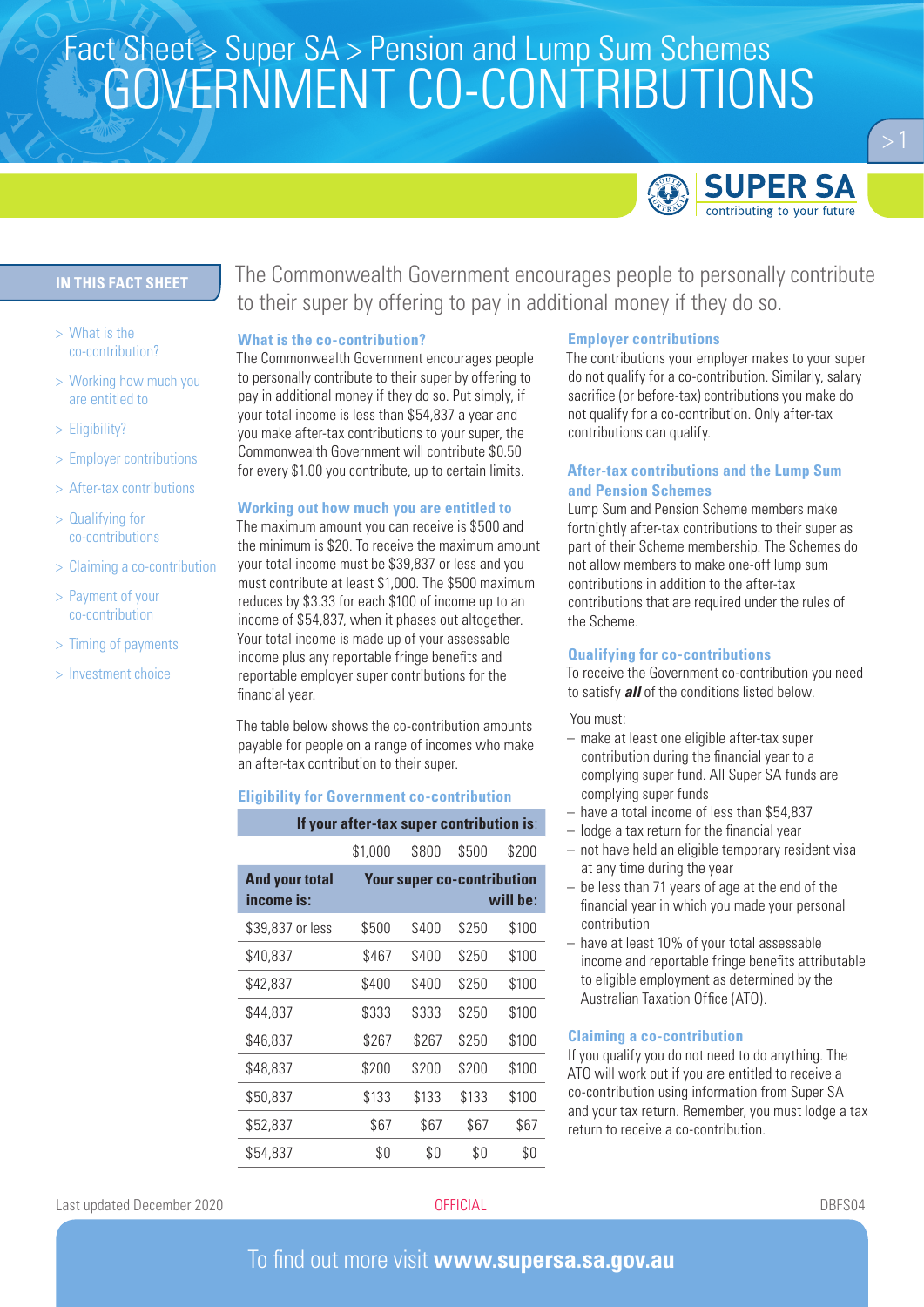# Fact Sheet > Super SA > Pension and Lump Sum Schemes
# GOVERNMENT CO-CONTRIBUTIONS

SUPER SA
contributing to your future

**IN THIS FACT SHEET**

- > What is the co-contribution?
- > Working out how much you are entitled to
- > Eligibility?
- > Employer contributions
- > After-tax contributions
- > Qualifying for co-contributions
- > Claiming a co-contribution
- > Payment of your co-contribution
- > Timing of payments
- > Investment choice

The Commonwealth Government encourages people to personally contribute to their super by offering to pay in additional money if they do so.

## What is the co-contribution?

The Commonwealth Government encourages people to personally contribute to their super by offering to pay in additional money if they do so. Put simply, if your total income is less than $54,837 a year and you make after-tax contributions to your super, the Commonwealth Government will contribute $0.50 for every $1.00 you contribute, up to certain limits.

## Working out how much you are entitled to

The maximum amount you can receive is $500 and the minimum is $20. To receive the maximum amount your total income must be $39,837 or less and you must contribute at least $1,000. The $500 maximum reduces by $3.33 for each $100 of income up to an income of $54,837, when it phases out altogether. Your total income is made up of your assessable income plus any reportable fringe benefits and reportable employer super contributions for the financial year.

The table below shows the co-contribution amounts payable for people on a range of incomes who make an after-tax contribution to their super.

## Eligibility for Government co-contribution

| | **If your after-tax super contribution is:** | | | |
|---|---|---|---|---|
| | $1,000 | $800 | $500 | $200 |
| **And your total income is:** | **Your super co-contribution will be:** | | | |
| $39,837 or less | $500 | $400 | $250 | $100 |
| $40,837 | $467 | $400 | $250 | $100 |
| $42,837 | $400 | $400 | $250 | $100 |
| $44,837 | $333 | $333 | $250 | $100 |
| $46,837 | $267 | $267 | $250 | $100 |
| $48,837 | $200 | $200 | $200 | $100 |
| $50,837 | $133 | $133 | $133 | $100 |
| $52,837 | $67 | $67 | $67 | $67 |
| $54,837 | $0 | $0 | $0 | $0 |

## Employer contributions

The contributions your employer makes to your super do not qualify for a co-contribution. Similarly, salary sacrifice (or before-tax) contributions you make do not qualify for a co-contribution. Only after-tax contributions can qualify.

## After-tax contributions and the Lump Sum and Pension Schemes

Lump Sum and Pension Scheme members make fortnightly after-tax contributions to their super as part of their Scheme membership. The Schemes do not allow members to make one-off lump sum contributions in addition to the after-tax contributions that are required under the rules of the Scheme.

## Qualifying for co-contributions

To receive the Government co-contribution you need to satisfy ***all*** of the conditions listed below.

You must:

- make at least one eligible after-tax super contribution during the financial year to a complying super fund. All Super SA funds are complying super funds
- have a total income of less than $54,837
- lodge a tax return for the financial year
- not have held an eligible temporary resident visa at any time during the year
- be less than 71 years of age at the end of the financial year in which you made your personal contribution
- have at least 10% of your total assessable income and reportable fringe benefits attributable to eligible employment as determined by the Australian Taxation Office (ATO).

## Claiming a co-contribution

If you qualify you do not need to do anything. The ATO will work out if you are entitled to receive a co-contribution using information from Super SA and your tax return. Remember, you must lodge a tax return to receive a co-contribution.

Last updated December 2020 OFFICIAL DBFS04

To find out more visit **www.supersa.sa.gov.au**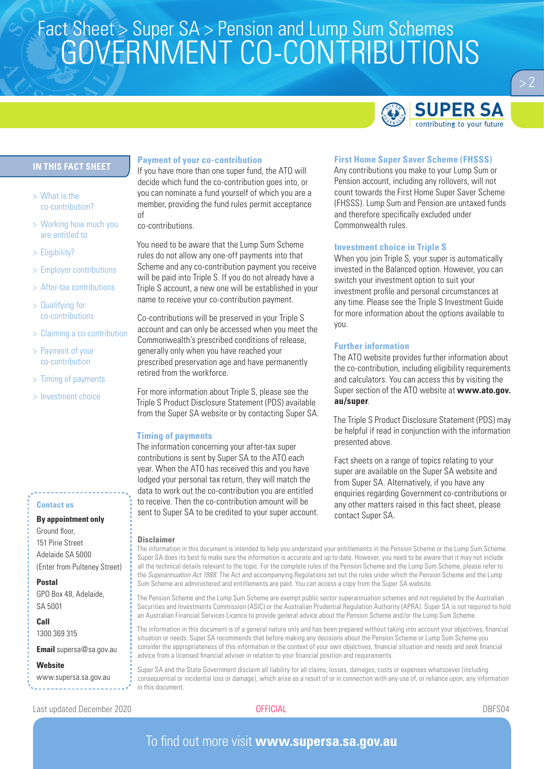# Fact Sheet > Super SA > Pension and Lump Sum Schemes GOVERNMENT CO-CONTRIBUTIONS

SUPER SA
contributing to your future

**IN THIS FACT SHEET**

- > What is the co-contribution?
- > Working how much you are entitled to
- > Eligibility?
- > Employer contributions
- > After-tax contributions
- > Qualifying for co-contributions
- > Claiming a co-contribution
- > Payment of your co-contribution
- > Timing of payments
- > Investment choice

## Payment of your co-contribution

If you have more than one super fund, the ATO will decide which fund the co-contribution goes into, or you can nominate a fund yourself of which you are a member, providing the fund rules permit acceptance of co-contributions.

You need to be aware that the Lump Sum Scheme rules do not allow any one-off payments into that Scheme and any co-contribution payment you receive will be paid into Triple S. If you do not already have a Triple S account, a new one will be established in your name to receive your co-contribution payment.

Co-contributions will be preserved in your Triple S account and can only be accessed when you meet the Commonwealth's prescribed conditions of release, generally only when you have reached your prescribed preservation age and have permanently retired from the workforce.

For more information about Triple S, please see the Triple S Product Disclosure Statement (PDS) available from the Super SA website or by contacting Super SA.

## Timing of payments

The information concerning your after-tax super contributions is sent by Super SA to the ATO each year. When the ATO has received this and you have lodged your personal tax return, they will match the data to work out the co-contribution you are entitled to receive. Then the co-contribution amount will be sent to Super SA to be credited to your super account.

## First Home Super Saver Scheme (FHSSS)

Any contributions you make to your Lump Sum or Pension account, including any rollovers, will not count towards the First Home Super Saver Scheme (FHSSS). Lump Sum and Pension are untaxed funds and therefore specifically excluded under Commonwealth rules.

## Investment choice in Triple S

When you join Triple S, your super is automatically invested in the Balanced option. However, you can switch your investment option to suit your investment profile and personal circumstances at any time. Please see the Triple S Investment Guide for more information about the options available to you.

## Further information

The ATO website provides further information about the co-contribution, including eligibility requirements and calculators. You can access this by visiting the Super section of the ATO website at **www.ato.gov.au/super**.

The Triple S Product Disclosure Statement (PDS) may be helpful if read in conjunction with the information presented above.

Fact sheets on a range of topics relating to your super are available on the Super SA website and from Super SA. Alternatively, if you have any enquiries regarding Government co-contributions or any other matters raised in this fact sheet, please contact Super SA.

**Contact us**

**By appointment only**
Ground floor,
151 Pirie Street
Adelaide SA 5000
(Enter from Pulteney Street)

**Postal**
GPO Box 48, Adelaide,
SA 5001

**Call**
1300 369 315

**Email** supersa@sa.gov.au

**Website**
www.supersa.sa.gov.au

### Disclaimer

The information in this document is intended to help you understand your entitlements in the Pension Scheme or the Lump Sum Scheme. Super SA does its best to make sure the information is accurate and up to date. However, you need to be aware that it may not include all the technical details relevant to the topic. For the complete rules of the Pension Scheme and the Lump Sum Scheme, please refer to the *Superannuation Act 1988*. The Act and accompanying Regulations set out the rules under which the Pension Scheme and the Lump Sum Scheme are administered and entitlements are paid. You can access a copy from the Super SA website.

The Pension Scheme and the Lump Sum Scheme are exempt public sector superannuation schemes and not regulated by the Australian Securities and Investments Commission (ASIC) or the Australian Prudential Regulation Authority (APRA). Super SA is not required to hold an Australian Financial Services Licence to provide general advice about the Pension Scheme and/or the Lump Sum Scheme.

The information in this document is of a general nature only and has been prepared without taking into account your objectives, financial situation or needs. Super SA recommends that before making any decisions about the Pension Scheme or Lump Sum Scheme you consider the appropriateness of this information in the context of your own objectives, financial situation and needs and seek financial advice from a licensed financial adviser in relation to your financial position and requirements.

Super SA and the State Government disclaim all liability for all claims, losses, damages, costs or expenses whatsoever (including consequential or incidental loss or damage), which arise as a result of or in connection with any use of, or reliance upon, any information in this document.

Last updated December 2020 OFFICIAL DBFS04

To find out more visit **www.supersa.sa.gov.au**